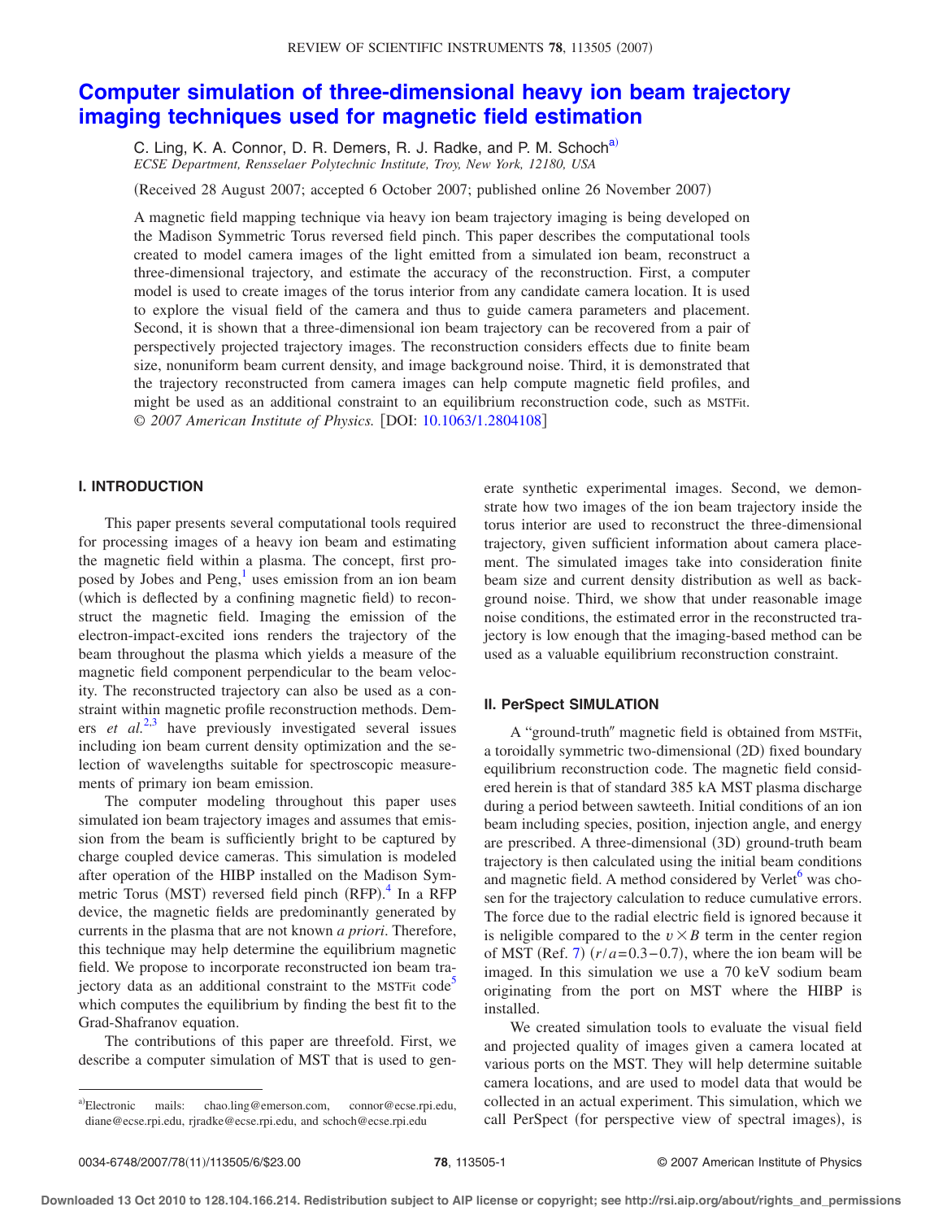# Computer simulation of three-dimensional heavy ion beam trajectory imaging techniques used for magnetic field estimation

C. Ling, K. A. Connor, D. R. Demers, R. J. Radke, and P. M. Schoch[a]

*ECSE Department, Rensselaer Polytechnic Institute, Troy, New York, 12180, USA*

(Received 28 August 2007; accepted 6 October 2007; published online 26 November 2007)

A magnetic field mapping technique via heavy ion beam trajectory imaging is being developed on the Madison Symmetric Torus reversed field pinch. This paper describes the computational tools created to model camera images of the light emitted from a simulated ion beam, reconstruct a three-dimensional trajectory, and estimate the accuracy of the reconstruction. First, a computer model is used to create images of the torus interior from any candidate camera location. It is used to explore the visual field of the camera and thus to guide camera parameters and placement. Second, it is shown that a three-dimensional ion beam trajectory can be recovered from a pair of perspectively projected trajectory images. The reconstruction considers effects due to finite beam size, nonuniform beam current density, and image background noise. Third, it is demonstrated that the trajectory reconstructed from camera images can help compute magnetic field profiles, and might be used as an additional constraint to an equilibrium reconstruction code, such as MSTFit. © *2007 American Institute of Physics.* [DOI: 10.1063/1.2804108]

## I. INTRODUCTION

This paper presents several computational tools required for processing images of a heavy ion beam and estimating the magnetic field within a plasma. The concept, first proposed by Jobes and Peng,[1] uses emission from an ion beam (which is deflected by a confining magnetic field) to reconstruct the magnetic field. Imaging the emission of the electron-impact-excited ions renders the trajectory of the beam throughout the plasma which yields a measure of the magnetic field component perpendicular to the beam velocity. The reconstructed trajectory can also be used as a constraint within magnetic profile reconstruction methods. Demers *et al.*[2,3] have previously investigated several issues including ion beam current density optimization and the selection of wavelengths suitable for spectroscopic measurements of primary ion beam emission.

The computer modeling throughout this paper uses simulated ion beam trajectory images and assumes that emission from the beam is sufficiently bright to be captured by charge coupled device cameras. This simulation is modeled after operation of the HIBP installed on the Madison Symmetric Torus (MST) reversed field pinch (RFP).[4] In a RFP device, the magnetic fields are predominantly generated by currents in the plasma that are not known *a priori*. Therefore, this technique may help determine the equilibrium magnetic field. We propose to incorporate reconstructed ion beam trajectory data as an additional constraint to the MSTFit code[5] which computes the equilibrium by finding the best fit to the Grad-Shafranov equation.

The contributions of this paper are threefold. First, we describe a computer simulation of MST that is used to generate synthetic experimental images. Second, we demonstrate how two images of the ion beam trajectory inside the torus interior are used to reconstruct the three-dimensional trajectory, given sufficient information about camera placement. The simulated images take into consideration finite beam size and current density distribution as well as background noise. Third, we show that under reasonable image noise conditions, the estimated error in the reconstructed trajectory is low enough that the imaging-based method can be used as a valuable equilibrium reconstruction constraint.

## II. PerSpect SIMULATION

A "ground-truth" magnetic field is obtained from MSTFit, a toroidally symmetric two-dimensional (2D) fixed boundary equilibrium reconstruction code. The magnetic field considered herein is that of standard 385 kA MST plasma discharge during a period between sawteeth. Initial conditions of an ion beam including species, position, injection angle, and energy are prescribed. A three-dimensional (3D) ground-truth beam trajectory is then calculated using the initial beam conditions and magnetic field. A method considered by Verlet[6] was chosen for the trajectory calculation to reduce cumulative errors. The force due to the radial electric field is ignored because it is neligible compared to the $v \times B$ term in the center region of MST (Ref. 7) ($r/a = 0.3-0.7$), where the ion beam will be imaged. In this simulation we use a 70 keV sodium beam originating from the port on MST where the HIBP is installed.

We created simulation tools to evaluate the visual field and projected quality of images given a camera located at various ports on the MST. They will help determine suitable camera locations, and are used to model data that would be collected in an actual experiment. This simulation, which we call PerSpect (for perspective view of spectral images), is

---

[a] Electronic mails: chao.ling@emerson.com, connor@ecse.rpi.edu, diane@ecse.rpi.edu, rjradke@ecse.rpi.edu, and schoch@ecse.rpi.edu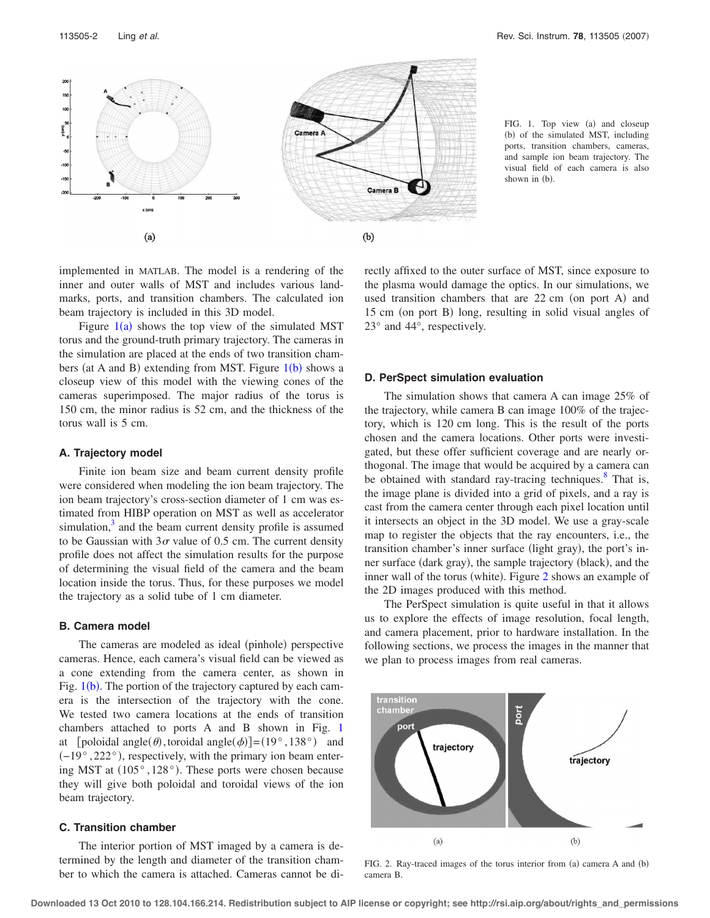FIG. 1. Top view (a) and closeup (b) of the simulated MST, including ports, transition chambers, cameras, and sample ion beam trajectory. The visual field of each camera is also shown in (b).

implemented in MATLAB. The model is a rendering of the inner and outer walls of MST and includes various landmarks, ports, and transition chambers. The calculated ion beam trajectory is included in this 3D model.

Figure 1(a) shows the top view of the simulated MST torus and the ground-truth primary trajectory. The cameras in the simulation are placed at the ends of two transition chambers (at A and B) extending from MST. Figure 1(b) shows a closeup view of this model with the viewing cones of the cameras superimposed. The major radius of the torus is 150 cm, the minor radius is 52 cm, and the thickness of the torus wall is 5 cm.

### A. Trajectory model

Finite ion beam size and beam current density profile were considered when modeling the ion beam trajectory. The ion beam trajectory's cross-section diameter of 1 cm was estimated from HIBP operation on MST as well as accelerator simulation,[3] and the beam current density profile is assumed to be Gaussian with $3\sigma$ value of 0.5 cm. The current density profile does not affect the simulation results for the purpose of determining the visual field of the camera and the beam location inside the torus. Thus, for these purposes we model the trajectory as a solid tube of 1 cm diameter.

### B. Camera model

The cameras are modeled as ideal (pinhole) perspective cameras. Hence, each camera's visual field can be viewed as a cone extending from the camera center, as shown in Fig. 1(b). The portion of the trajectory captured by each camera is the intersection of the trajectory with the cone. We tested two camera locations at the ends of transition chambers attached to ports A and B shown in Fig. 1 at [poloidal angle$(\theta)$, toroidal angle$(\phi)$]$=(19°,138°)$ and $(-19°,222°)$, respectively, with the primary ion beam entering MST at $(105°,128°)$. These ports were chosen because they will give both poloidal and toroidal views of the ion beam trajectory.

### C. Transition chamber

The interior portion of MST imaged by a camera is determined by the length and diameter of the transition chamber to which the camera is attached. Cameras cannot be directly affixed to the outer surface of MST, since exposure to the plasma would damage the optics. In our simulations, we used transition chambers that are 22 cm (on port A) and 15 cm (on port B) long, resulting in solid visual angles of 23° and 44°, respectively.

### D. PerSpect simulation evaluation

The simulation shows that camera A can image 25% of the trajectory, while camera B can image 100% of the trajectory, which is 120 cm long. This is the result of the ports chosen and the camera locations. Other ports were investigated, but these offer sufficient coverage and are nearly orthogonal. The image that would be acquired by a camera can be obtained with standard ray-tracing techniques.[8] That is, the image plane is divided into a grid of pixels, and a ray is cast from the camera center through each pixel location until it intersects an object in the 3D model. We use a gray-scale map to register the objects that the ray encounters, i.e., the transition chamber's inner surface (light gray), the port's inner surface (dark gray), the sample trajectory (black), and the inner wall of the torus (white). Figure 2 shows an example of the 2D images produced with this method.

The PerSpect simulation is quite useful in that it allows us to explore the effects of image resolution, focal length, and camera placement, prior to hardware installation. In the following sections, we process the images in the manner that we plan to process images from real cameras.

FIG. 2. Ray-traced images of the torus interior from (a) camera A and (b) camera B.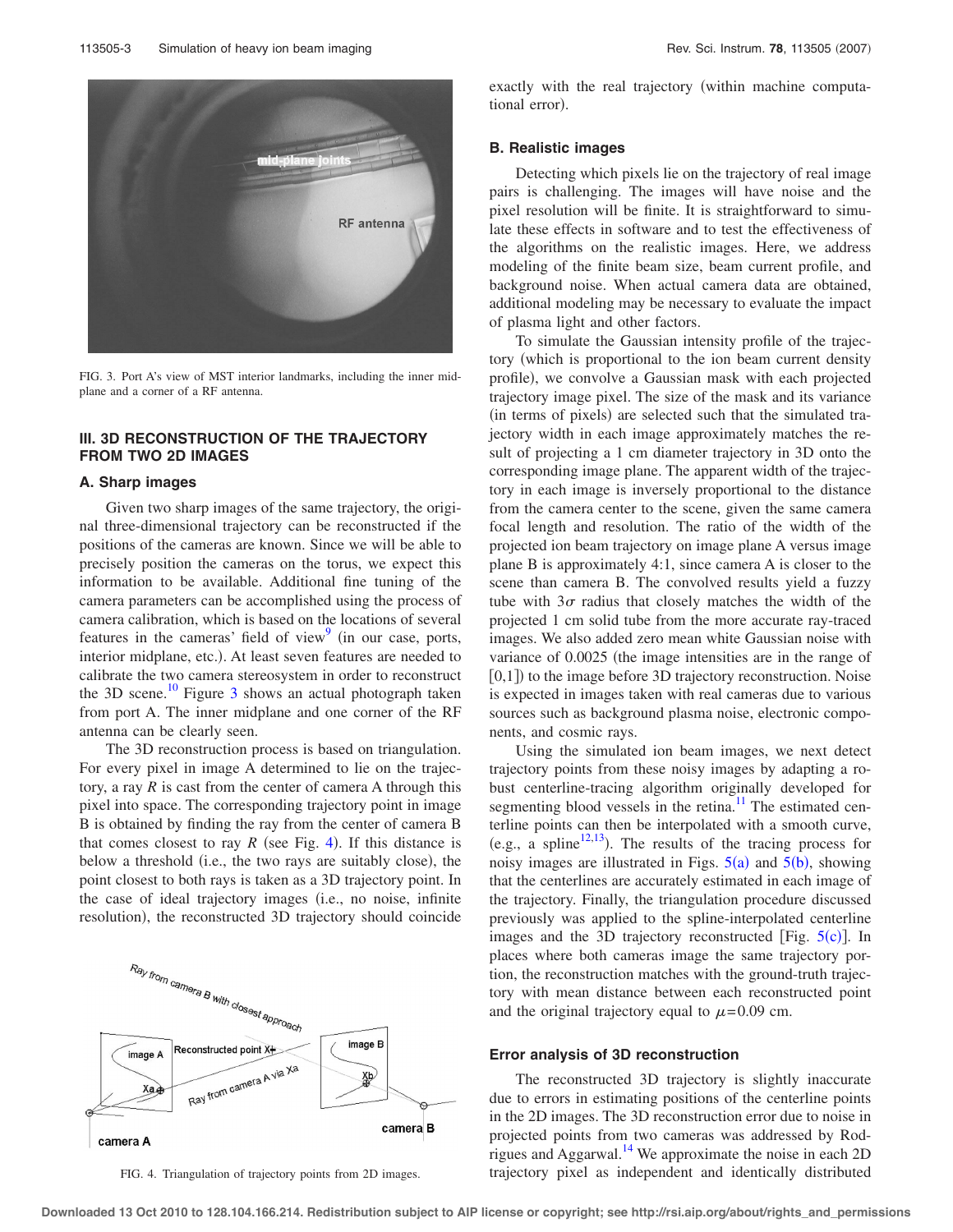FIG. 3. Port A's view of MST interior landmarks, including the inner midplane and a corner of a RF antenna.

## III. 3D RECONSTRUCTION OF THE TRAJECTORY FROM TWO 2D IMAGES

### A. Sharp images

Given two sharp images of the same trajectory, the original three-dimensional trajectory can be reconstructed if the positions of the cameras are known. Since we will be able to precisely position the cameras on the torus, we expect this information to be available. Additional fine tuning of the camera parameters can be accomplished using the process of camera calibration, which is based on the locations of several features in the cameras' field of view[9] (in our case, ports, interior midplane, etc.). At least seven features are needed to calibrate the two camera stereosystem in order to reconstruct the 3D scene.[10] Figure 3 shows an actual photograph taken from port A. The inner midplane and one corner of the RF antenna can be clearly seen.

The 3D reconstruction process is based on triangulation. For every pixel in image A determined to lie on the trajectory, a ray $R$ is cast from the center of camera A through this pixel into space. The corresponding trajectory point in image B is obtained by finding the ray from the center of camera B that comes closest to ray $R$ (see Fig. 4). If this distance is below a threshold (i.e., the two rays are suitably close), the point closest to both rays is taken as a 3D trajectory point. In the case of ideal trajectory images (i.e., no noise, infinite resolution), the reconstructed 3D trajectory should coincide exactly with the real trajectory (within machine computational error).

FIG. 4. Triangulation of trajectory points from 2D images.

### B. Realistic images

Detecting which pixels lie on the trajectory of real image pairs is challenging. The images will have noise and the pixel resolution will be finite. It is straightforward to simulate these effects in software and to test the effectiveness of the algorithms on the realistic images. Here, we address modeling of the finite beam size, beam current profile, and background noise. When actual camera data are obtained, additional modeling may be necessary to evaluate the impact of plasma light and other factors.

To simulate the Gaussian intensity profile of the trajectory (which is proportional to the ion beam current density profile), we convolve a Gaussian mask with each projected trajectory image pixel. The size of the mask and its variance (in terms of pixels) are selected such that the simulated trajectory width in each image approximately matches the result of projecting a 1 cm diameter trajectory in 3D onto the corresponding image plane. The apparent width of the trajectory in each image is inversely proportional to the distance from the camera center to the scene, given the same camera focal length and resolution. The ratio of the width of the projected ion beam trajectory on image plane A versus image plane B is approximately 4:1, since camera A is closer to the scene than camera B. The convolved results yield a fuzzy tube with $3\sigma$ radius that closely matches the width of the projected 1 cm solid tube from the more accurate ray-traced images. We also added zero mean white Gaussian noise with variance of 0.0025 (the image intensities are in the range of [0,1]) to the image before 3D trajectory reconstruction. Noise is expected in images taken with real cameras due to various sources such as background plasma noise, electronic components, and cosmic rays.

Using the simulated ion beam images, we next detect trajectory points from these noisy images by adapting a robust centerline-tracing algorithm originally developed for segmenting blood vessels in the retina.[11] The estimated centerline points can then be interpolated with a smooth curve, (e.g., a spline[12,13]). The results of the tracing process for noisy images are illustrated in Figs. 5(a) and 5(b), showing that the centerlines are accurately estimated in each image of the trajectory. Finally, the triangulation procedure discussed previously was applied to the spline-interpolated centerline images and the 3D trajectory reconstructed [Fig. 5(c)]. In places where both cameras image the same trajectory portion, the reconstruction matches with the ground-truth trajectory with mean distance between each reconstructed point and the original trajectory equal to $\mu$=0.09 cm.

### Error analysis of 3D reconstruction

The reconstructed 3D trajectory is slightly inaccurate due to errors in estimating positions of the centerline points in the 2D images. The 3D reconstruction error due to noise in projected points from two cameras was addressed by Rodrigues and Aggarwal.[14] We approximate the noise in each 2D trajectory pixel as independent and identically distributed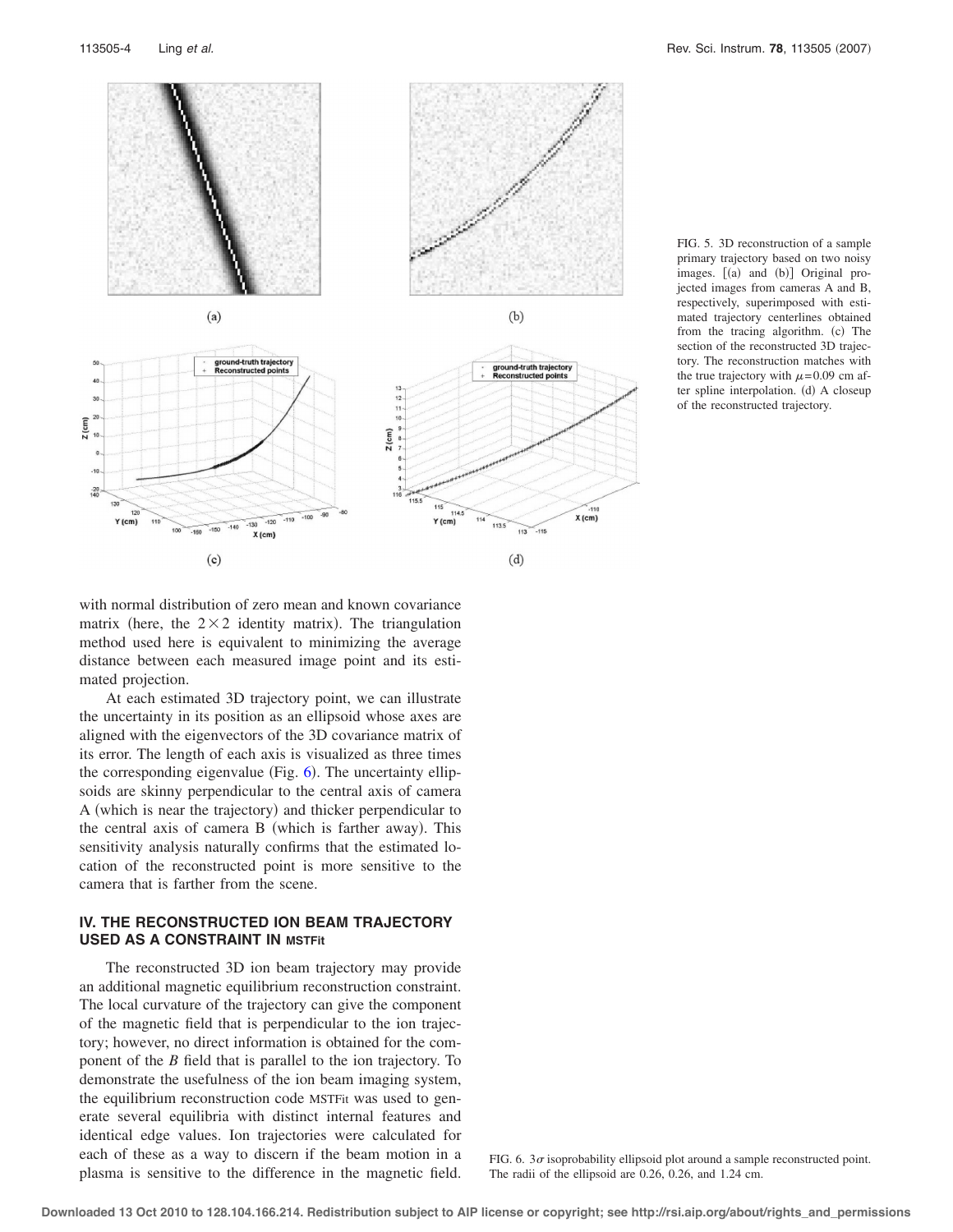FIG. 5. 3D reconstruction of a sample primary trajectory based on two noisy images. [(a) and (b)] Original projected images from cameras A and B, respectively, superimposed with estimated trajectory centerlines obtained from the tracing algorithm. (c) The section of the reconstructed 3D trajectory. The reconstruction matches with the true trajectory with $\mu = 0.09$ cm after spline interpolation. (d) A closeup of the reconstructed trajectory.

with normal distribution of zero mean and known covariance matrix (here, the $2 \times 2$ identity matrix). The triangulation method used here is equivalent to minimizing the average distance between each measured image point and its estimated projection.

At each estimated 3D trajectory point, we can illustrate the uncertainty in its position as an ellipsoid whose axes are aligned with the eigenvectors of the 3D covariance matrix of its error. The length of each axis is visualized as three times the corresponding eigenvalue (Fig. 6). The uncertainty ellipsoids are skinny perpendicular to the central axis of camera A (which is near the trajectory) and thicker perpendicular to the central axis of camera B (which is farther away). This sensitivity analysis naturally confirms that the estimated location of the reconstructed point is more sensitive to the camera that is farther from the scene.

## IV. THE RECONSTRUCTED ION BEAM TRAJECTORY USED AS A CONSTRAINT IN MSTFit

The reconstructed 3D ion beam trajectory may provide an additional magnetic equilibrium reconstruction constraint. The local curvature of the trajectory can give the component of the magnetic field that is perpendicular to the ion trajectory; however, no direct information is obtained for the component of the *B* field that is parallel to the ion trajectory. To demonstrate the usefulness of the ion beam imaging system, the equilibrium reconstruction code MSTFit was used to generate several equilibria with distinct internal features and identical edge values. Ion trajectories were calculated for each of these as a way to discern if the beam motion in a plasma is sensitive to the difference in the magnetic field.

FIG. 6. $3\sigma$ isoprobability ellipsoid plot around a sample reconstructed point. The radii of the ellipsoid are 0.26, 0.26, and 1.24 cm.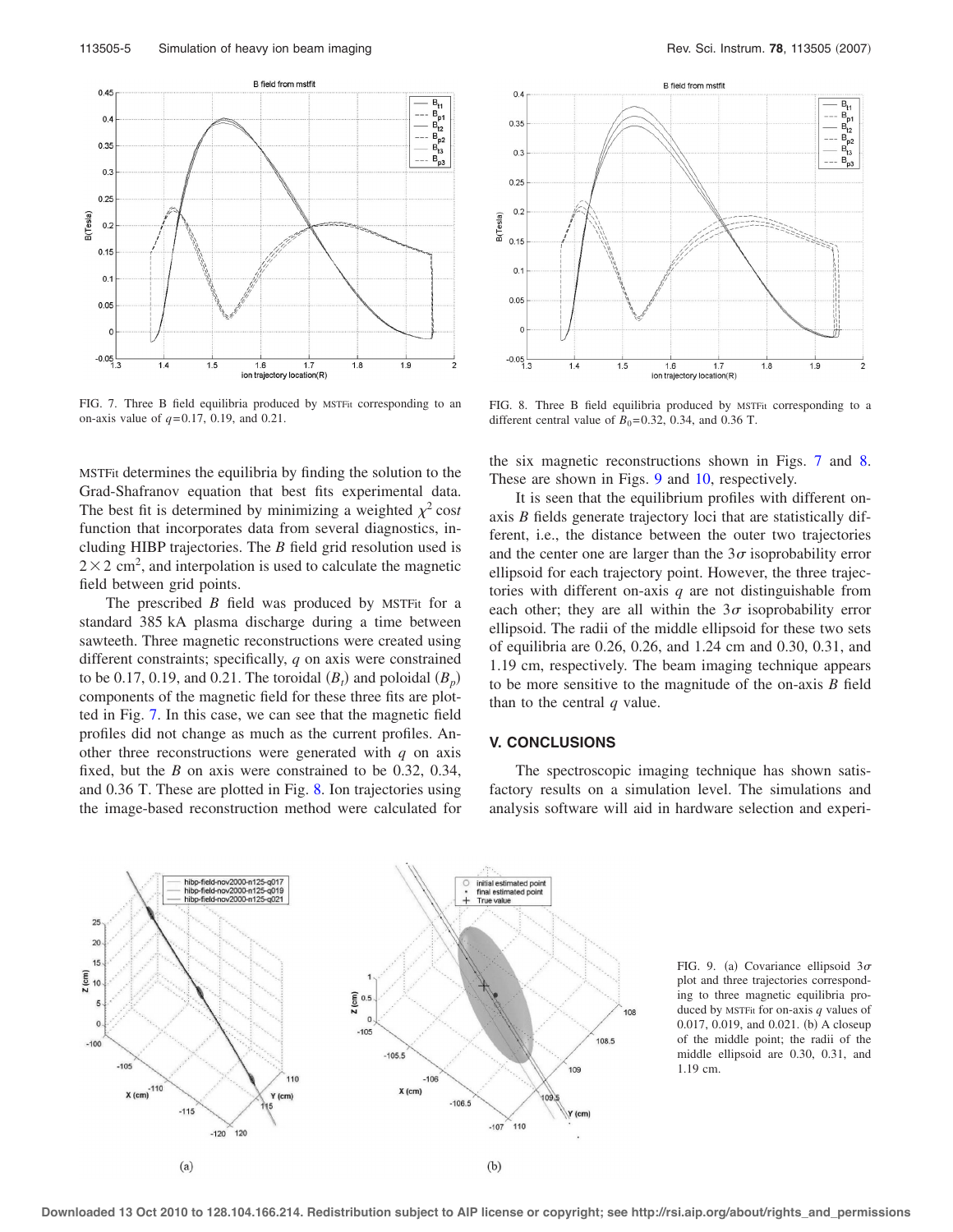FIG. 7. Three B field equilibria produced by MSTFit corresponding to an on-axis value of $q=0.17$, 0.19, and 0.21.

FIG. 8. Three B field equilibria produced by MSTFit corresponding to a different central value of $B_0=0.32$, 0.34, and 0.36 T.

MSTFit determines the equilibria by finding the solution to the Grad-Shafranov equation that best fits experimental data. The best fit is determined by minimizing a weighted $\chi^2$ cost function that incorporates data from several diagnostics, including HIBP trajectories. The $B$ field grid resolution used is $2\times 2$ cm$^2$, and interpolation is used to calculate the magnetic field between grid points.

The prescribed $B$ field was produced by MSTFit for a standard 385 kA plasma discharge during a time between sawteeth. Three magnetic reconstructions were created using different constraints; specifically, $q$ on axis were constrained to be 0.17, 0.19, and 0.21. The toroidal ($B_t$) and poloidal ($B_p$) components of the magnetic field for these three fits are plotted in Fig. 7. In this case, we can see that the magnetic field profiles did not change as much as the current profiles. Another three reconstructions were generated with $q$ on axis fixed, but the $B$ on axis were constrained to be 0.32, 0.34, and 0.36 T. These are plotted in Fig. 8. Ion trajectories using the image-based reconstruction method were calculated for the six magnetic reconstructions shown in Figs. 7 and 8. These are shown in Figs. 9 and 10, respectively.

It is seen that the equilibrium profiles with different on-axis $B$ fields generate trajectory loci that are statistically different, i.e., the distance between the outer two trajectories and the center one are larger than the $3\sigma$ isoprobability error ellipsoid for each trajectory point. However, the three trajectories with different on-axis $q$ are not distinguishable from each other; they are all within the $3\sigma$ isoprobability error ellipsoid. The radii of the middle ellipsoid for these two sets of equilibria are 0.26, 0.26, and 1.24 cm and 0.30, 0.31, and 1.19 cm, respectively. The beam imaging technique appears to be more sensitive to the magnitude of the on-axis $B$ field than to the central $q$ value.

## V. CONCLUSIONS

The spectroscopic imaging technique has shown satisfactory results on a simulation level. The simulations and analysis software will aid in hardware selection and experi-

FIG. 9. (a) Covariance ellipsoid $3\sigma$ plot and three trajectories corresponding to three magnetic equilibria produced by MSTFit for on-axis $q$ values of 0.017, 0.019, and 0.021. (b) A closeup of the middle point; the radii of the middle ellipsoid are 0.30, 0.31, and 1.19 cm.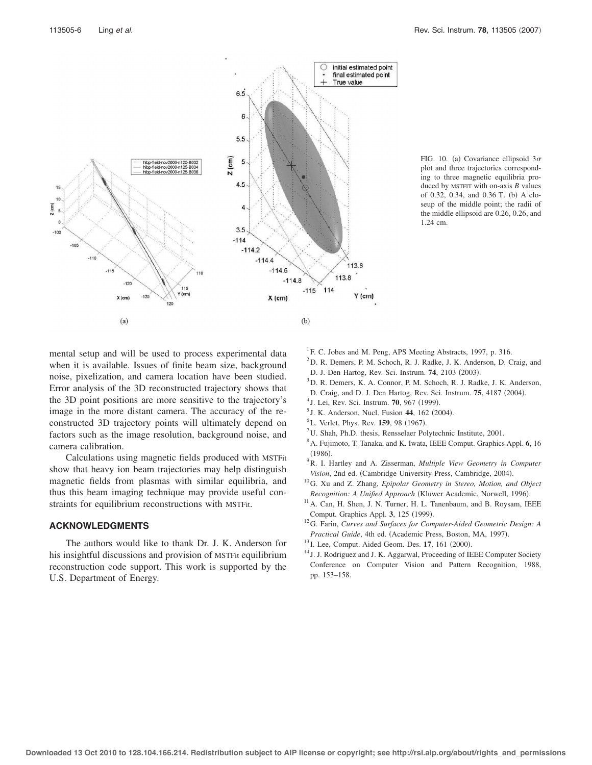initial estimated point
final estimated point
True value

hibp-field-nov2000-n125-B032
hibp-field-nov2000-n125-B034
hibp-field-nov2000-n125-B036

(a)

(b)

FIG. 10. (a) Covariance ellipsoid $3\sigma$ plot and three trajectories corresponding to three magnetic equilibria produced by MSTFIT with on-axis $B$ values of 0.32, 0.34, and 0.36 T. (b) A closeup of the middle point; the radii of the middle ellipsoid are 0.26, 0.26, and 1.24 cm.

mental setup and will be used to process experimental data when it is available. Issues of finite beam size, background noise, pixelization, and camera location have been studied. Error analysis of the 3D reconstructed trajectory shows that the 3D point positions are more sensitive to the trajectory's image in the more distant camera. The accuracy of the reconstructed 3D trajectory points will ultimately depend on factors such as the image resolution, background noise, and camera calibration.

Calculations using magnetic fields produced with MSTFit show that heavy ion beam trajectories may help distinguish magnetic fields from plasmas with similar equilibria, and thus this beam imaging technique may provide useful constraints for equilibrium reconstructions with MSTFit.

## ACKNOWLEDGMENTS

The authors would like to thank Dr. J. K. Anderson for his insightful discussions and provision of MSTFit equilibrium reconstruction code support. This work is supported by the U.S. Department of Energy.

[1] F. C. Jobes and M. Peng, APS Meeting Abstracts, 1997, p. 316.

[2] D. R. Demers, P. M. Schoch, R. J. Radke, J. K. Anderson, D. Craig, and D. J. Den Hartog, Rev. Sci. Instrum. **74**, 2103 (2003).

[3] D. R. Demers, K. A. Connor, P. M. Schoch, R. J. Radke, J. K. Anderson, D. Craig, and D. J. Den Hartog, Rev. Sci. Instrum. **75**, 4187 (2004).

[4] J. Lei, Rev. Sci. Instrum. **70**, 967 (1999).

[5] J. K. Anderson, Nucl. Fusion **44**, 162 (2004).

[6] L. Verlet, Phys. Rev. **159**, 98 (1967).

[7] U. Shah, Ph.D. thesis, Rensselaer Polytechnic Institute, 2001.

[8] A. Fujimoto, T. Tanaka, and K. Iwata, IEEE Comput. Graphics Appl. **6**, 16 (1986).

[9] R. I. Hartley and A. Zisserman, *Multiple View Geometry in Computer Vision*, 2nd ed. (Cambridge University Press, Cambridge, 2004).

[10] G. Xu and Z. Zhang, *Epipolar Geometry in Stereo, Motion, and Object Recognition: A Unified Approach* (Kluwer Academic, Norwell, 1996).

[11] A. Can, H. Shen, J. N. Turner, H. L. Tanenbaum, and B. Roysam, IEEE Comput. Graphics Appl. **3**, 125 (1999).

[12] G. Farin, *Curves and Surfaces for Computer-Aided Geometric Design: A Practical Guide*, 4th ed. (Academic Press, Boston, MA, 1997).

[13] I. Lee, Comput. Aided Geom. Des. **17**, 161 (2000).

[14] J. J. Rodriguez and J. K. Aggarwal, Proceeding of IEEE Computer Society Conference on Computer Vision and Pattern Recognition, 1988, pp. 153–158.